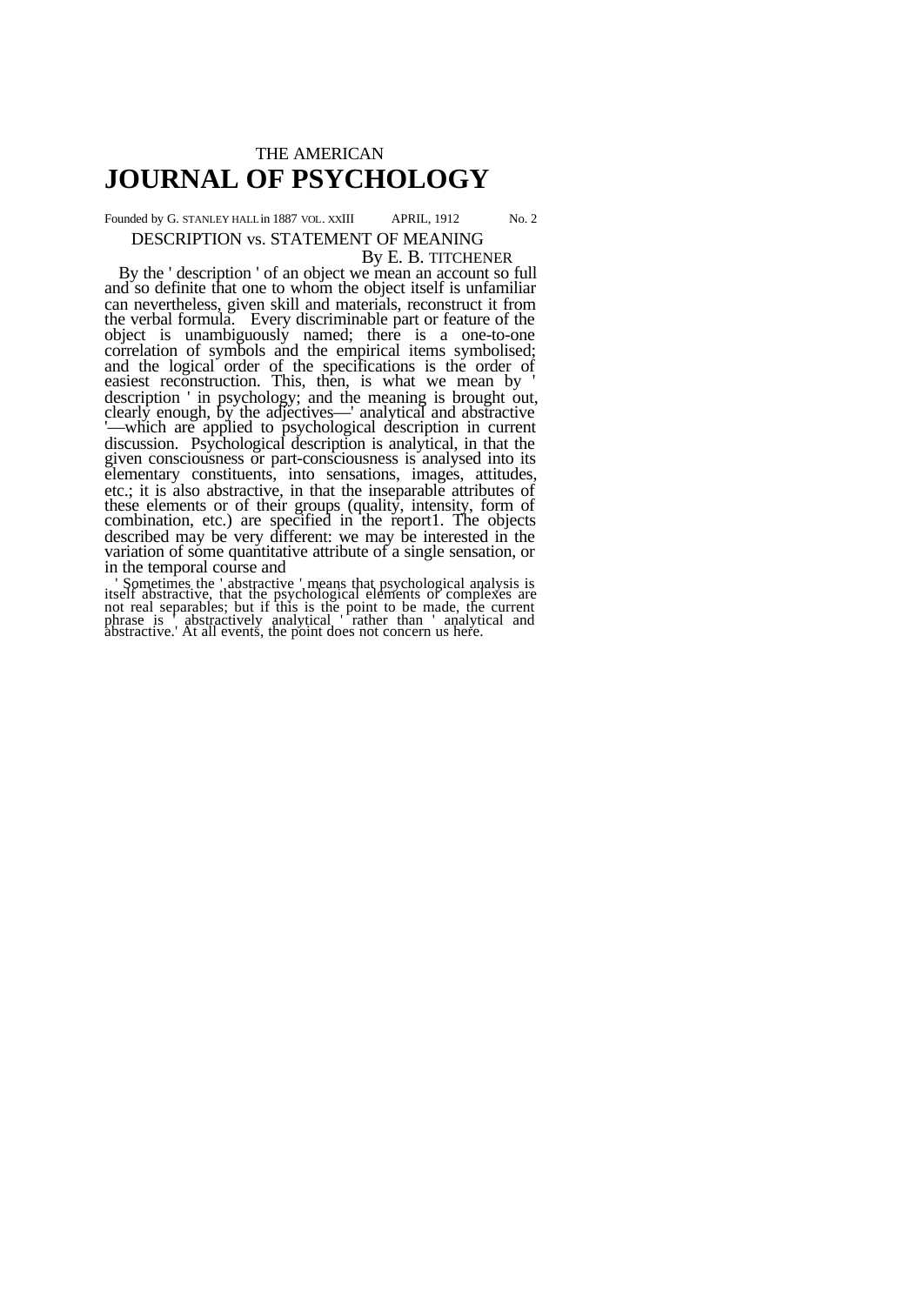THE AMERICAN

# JOURNAL OF PSYCHOLOGY

Founded by G. STANLEY HALL in 1887 VOL. XXIII APRIL, 1912 No. 2

## DESCRIPTION vs. STATEMENT OF MEANING

By E. B. TITCHENER

By the ' description ' of an object we mean an account so full and so definite that one to whom the object itself is unfamiliar can nevertheless, given skill and materials, reconstruct it from the verbal formula. Every discriminable part or feature of the object is unambiguously named; there is a one-to-one correlation of symbols and the empirical items symbolised; and the logical order of the specifications is the order of easiest reconstruction. This, then, is what we mean by ' description ' in psychology; and the meaning is brought out, clearly enough, by the adjectives—' analytical and abstractive '—which are applied to psychological description in current discussion. Psychological description is analytical, in that the given consciousness or part-consciousness is analysed into its elementary constituents, into sensations, images, attitudes, etc.; it is also abstractive, in that the inseparable attributes of these elements or of their groups (quality, intensity, form of combination, etc.) are specified in the report[1]. The objects described may be very different: we may be interested in the variation of some quantitative attribute of a single sensation, or in the temporal course and

[1] Sometimes the ' abstractive ' means that psychological analysis is itself abstractive, that the psychological elements of complexes are not real separables; but if this is the point to be made, the current phrase is ' abstractively analytical ' rather than ' analytical and abstractive.' At all events, the point does not concern us here.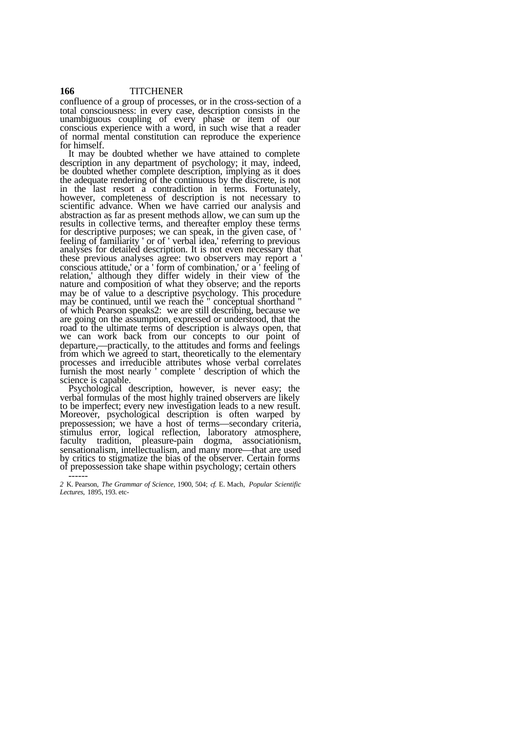confluence of a group of processes, or in the cross-section of a total consciousness: in every case, description consists in the unambiguous coupling of every phase or item of our conscious experience with a word, in such wise that a reader of normal mental constitution can reproduce the experience for himself.

It may be doubted whether we have attained to complete description in any department of psychology; it may, indeed, be doubted whether complete description, implying as it does the adequate rendering of the continuous by the discrete, is not in the last resort a contradiction in terms. Fortunately, however, completeness of description is not necessary to scientific advance. When we have carried our analysis and abstraction as far as present methods allow, we can sum up the results in collective terms, and thereafter employ these terms for descriptive purposes; we can speak, in the given case, of ' feeling of familiarity ' or of ' verbal idea,' referring to previous analyses for detailed description. It is not even necessary that these previous analyses agree: two observers may report a ' conscious attitude,' or a ' form of combination,' or a ' feeling of relation,' although they differ widely in their view of the nature and composition of what they observe; and the reports may be of value to a descriptive psychology. This procedure may be continued, until we reach the " conceptual shorthand " of which Pearson speaks[2]: we are still describing, because we are going on the assumption, expressed or understood, that the road to the ultimate terms of description is always open, that we can work back from our concepts to our point of departure,—practically, to the attitudes and forms and feelings from which we agreed to start, theoretically to the elementary processes and irreducible attributes whose verbal correlates furnish the most nearly ' complete ' description of which the science is capable.

Psychological description, however, is never easy; the verbal formulas of the most highly trained observers are likely to be imperfect; every new investigation leads to a new result. Moreover, psychological description is often warped by prepossession; we have a host of terms—secondary criteria, stimulus error, logical reflection, laboratory atmosphere, faculty tradition, pleasure-pain dogma, associationism, sensationalism, intellectualism, and many more—that are used by critics to stigmatize the bias of the observer. Certain forms of prepossession take shape within psychology; certain others

------

2 K. Pearson, *The Grammar of Science,* 1900, 504; *cf.* E. Mach, *Popular Scientific Lectures,* 1895, 193. etc-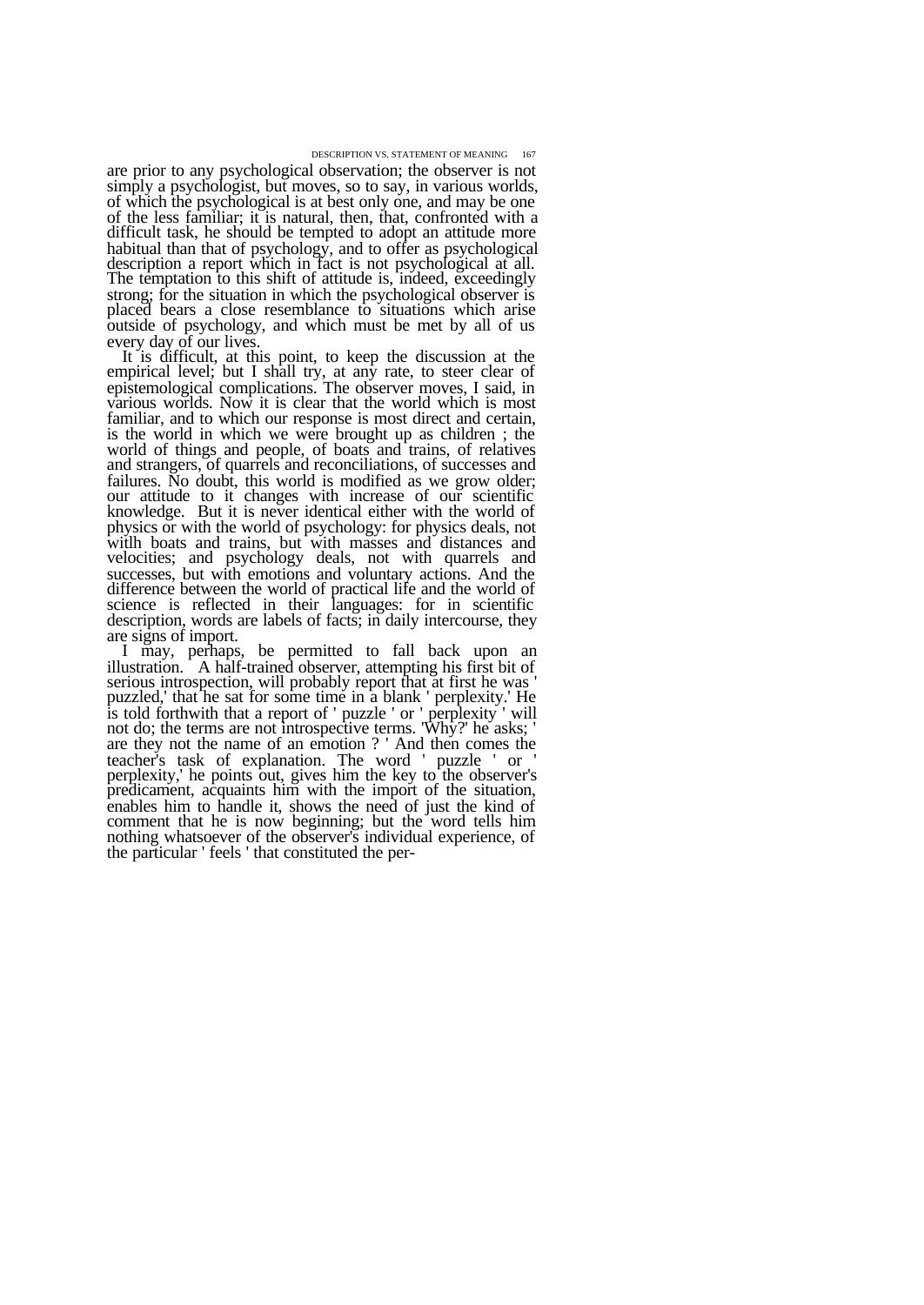are prior to any psychological observation; the observer is not simply a psychologist, but moves, so to say, in various worlds, of which the psychological is at best only one, and may be one of the less familiar; it is natural, then, that, confronted with a difficult task, he should be tempted to adopt an attitude more habitual than that of psychology, and to offer as psychological description a report which in fact is not psychological at all. The temptation to this shift of attitude is, indeed, exceedingly strong; for the situation in which the psychological observer is placed bears a close resemblance to situations which arise outside of psychology, and which must be met by all of us every day of our lives.

It is difficult, at this point, to keep the discussion at the empirical level; but I shall try, at any rate, to steer clear of epistemological complications. The observer moves, I said, in various worlds. Now it is clear that the world which is most familiar, and to which our response is most direct and certain, is the world in which we were brought up as children ; the world of things and people, of boats and trains, of relatives and strangers, of quarrels and reconciliations, of successes and failures. No doubt, this world is modified as we grow older; our attitude to it changes with increase of our scientific knowledge. But it is never identical either with the world of physics or with the world of psychology: for physics deals, not witlh boats and trains, but with masses and distances and velocities; and psychology deals, not with quarrels and successes, but with emotions and voluntary actions. And the difference between the world of practical life and the world of science is reflected in their languages: for in scientific description, words are labels of facts; in daily intercourse, they are signs of import.

I may, perhaps, be permitted to fall back upon an illustration. A half-trained observer, attempting his first bit of serious introspection, will probably report that at first he was ' puzzled,' that he sat for some time in a blank ' perplexity.' He is told forthwith that a report of ' puzzle ' or ' perplexity ' will not do; the terms are not introspective terms. 'Why?' he asks; ' are they not the name of an emotion ? ' And then comes the teacher's task of explanation. The word ' puzzle ' or ' perplexity,' he points out, gives him the key to the observer's predicament, acquaints him with the import of the situation, enables him to handle it, shows the need of just the kind of comment that he is now beginning; but the word tells him nothing whatsoever of the observer's individual experience, of the particular ' feels ' that constituted the per-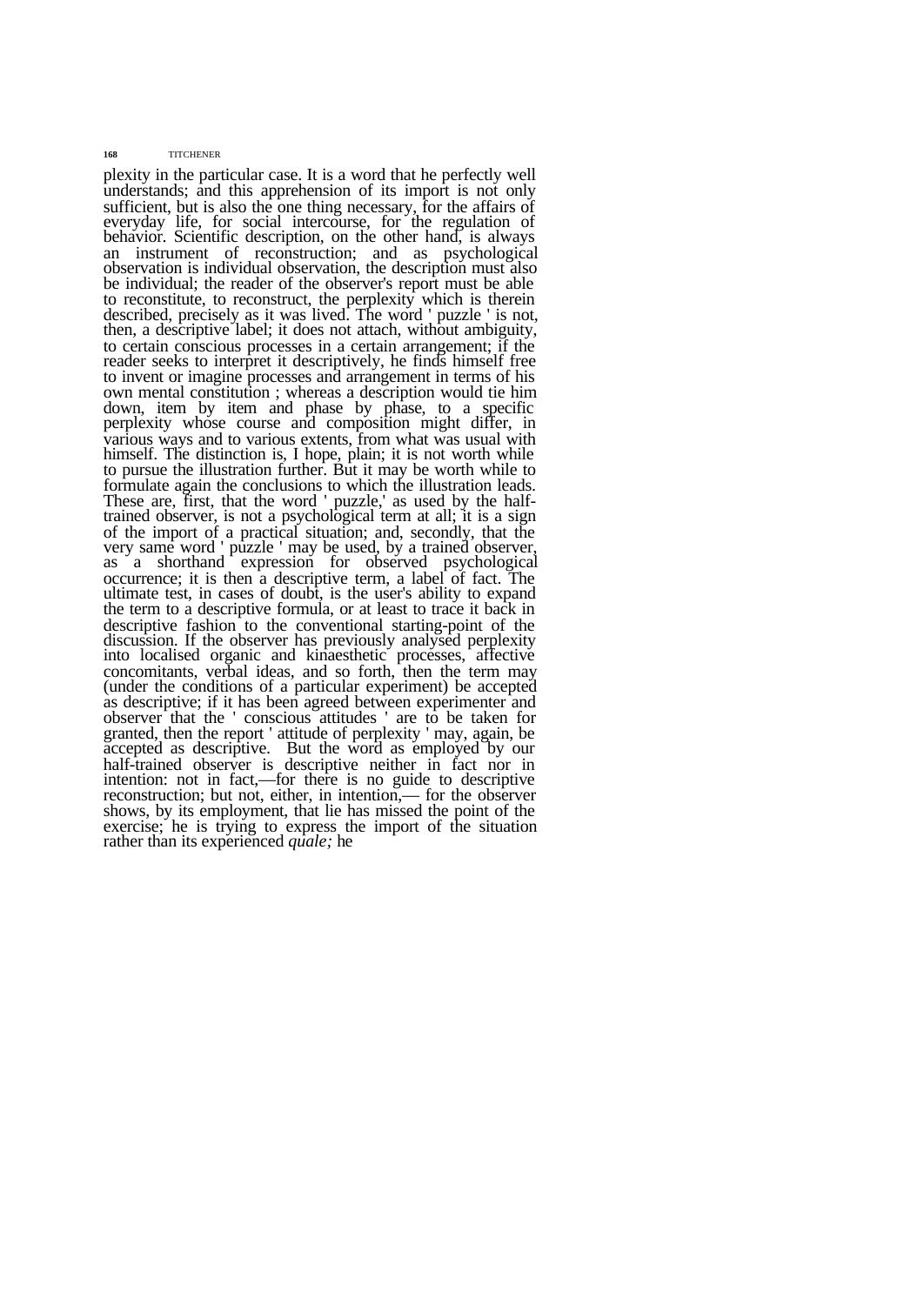plexity in the particular case. It is a word that he perfectly well understands; and this apprehension of its import is not only sufficient, but is also the one thing necessary, for the affairs of everyday life, for social intercourse, for the regulation of behavior. Scientific description, on the other hand, is always an instrument of reconstruction; and as psychological observation is individual observation, the description must also be individual; the reader of the observer's report must be able to reconstitute, to reconstruct, the perplexity which is therein described, precisely as it was lived. The word ' puzzle ' is not, then, a descriptive label; it does not attach, without ambiguity, to certain conscious processes in a certain arrangement; if the reader seeks to interpret it descriptively, he finds himself free to invent or imagine processes and arrangement in terms of his own mental constitution ; whereas a description would tie him down, item by item and phase by phase, to a specific perplexity whose course and composition might differ, in various ways and to various extents, from what was usual with himself. The distinction is, I hope, plain; it is not worth while to pursue the illustration further. But it may be worth while to formulate again the conclusions to which the illustration leads. These are, first, that the word ' puzzle,' as used by the half-trained observer, is not a psychological term at all; it is a sign of the import of a practical situation; and, secondly, that the very same word ' puzzle ' may be used, by a trained observer, as a shorthand expression for observed psychological occurrence; it is then a descriptive term, a label of fact. The ultimate test, in cases of doubt, is the user's ability to expand the term to a descriptive formula, or at least to trace it back in descriptive fashion to the conventional starting-point of the discussion. If the observer has previously analysed perplexity into localised organic and kinaesthetic processes, affective concomitants, verbal ideas, and so forth, then the term may (under the conditions of a particular experiment) be accepted as descriptive; if it has been agreed between experimenter and observer that the ' conscious attitudes ' are to be taken for granted, then the report ' attitude of perplexity ' may, again, be accepted as descriptive. But the word as employed by our half-trained observer is descriptive neither in fact nor in intention: not in fact,—for there is no guide to descriptive reconstruction; but not, either, in intention,— for the observer shows, by its employment, that lie has missed the point of the exercise; he is trying to express the import of the situation rather than its experienced *quale;* he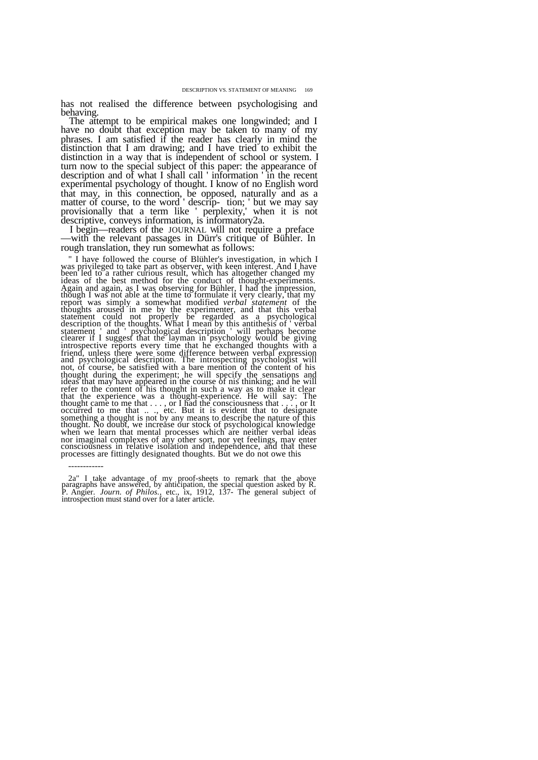has not realised the difference between psychologising and behaving.

The attempt to be empirical makes one longwinded; and I have no doubt that exception may be taken to many of my phrases. I am satisfied if the reader has clearly in mind the distinction that I am drawing; and I have tried to exhibit the distinction in a way that is independent of school or system. I turn now to the special subject of this paper: the appearance of description and of what I shall call ' information ' in the recent experimental psychology of thought. I know of no English word that may, in this connection, be opposed, naturally and as a matter of course, to the word ' description; ' but we may say provisionally that a term like ' perplexity,' when it is not descriptive, conveys information, is informatory[2a].

I begin—readers of the JOURNAL will not require a preface —with the relevant passages in Dürr's critique of Bühler. In rough translation, they run somewhat as follows:

> " I have followed the course of Blühler's investigation, in which I was privileged to take part as observer, with keen interest. And I have been led to a rather curious result, which has altogether changed my ideas of the best method for the conduct of thought-experiments. Again and again, as I was observing for Bühler, I had the impression, though I was not able at the time to formulate it very clearly, that my report was simply a somewhat modified *verbal statement* of the thoughts aroused in me by the experimenter, and that this verbal statement could not properly be regarded as a psychological description of the thoughts. What I mean by this antithesis of ' verbal statement ' and ' psychological description ' will perhaps become clearer if I suggest that the layman in psychology would be giving introspective reports every time that he exchanged thoughts with a friend, unless there were some difference between verbal expression and psychological description. The introspecting psychologist will not, of course, be satisfied with a bare mention of the content of his thought during the experiment; he will specify the sensations and ideas that may have appeared in the course of nis thinking; and he will refer to the content of his thought in such a way as to make it clear that the experience was a thought-experience. He will say: The thought came to me that . . . , or I had the consciousness that . . . , or It occurred to me that .. ., etc. But it is evident that to designate something a thought is not by any means to describe the nature of this thought. No doubt, we increase our stock of psychological knowledge when we learn that mental processes which are neither verbal ideas nor imaginal complexes of any other sort, nor yet feelings, may enter consciousness in relative isolation and independence, and that these processes are fittingly designated thoughts. But we do not owe this

------------

[2a] I take advantage of my proof-sheets to remark that the above paragraphs have answered, by anticipation, the special question asked by R. P. Angier. *Journ. of Philos.*, etc., ix, 1912, 137- The general subject of introspection must stand over for a later article.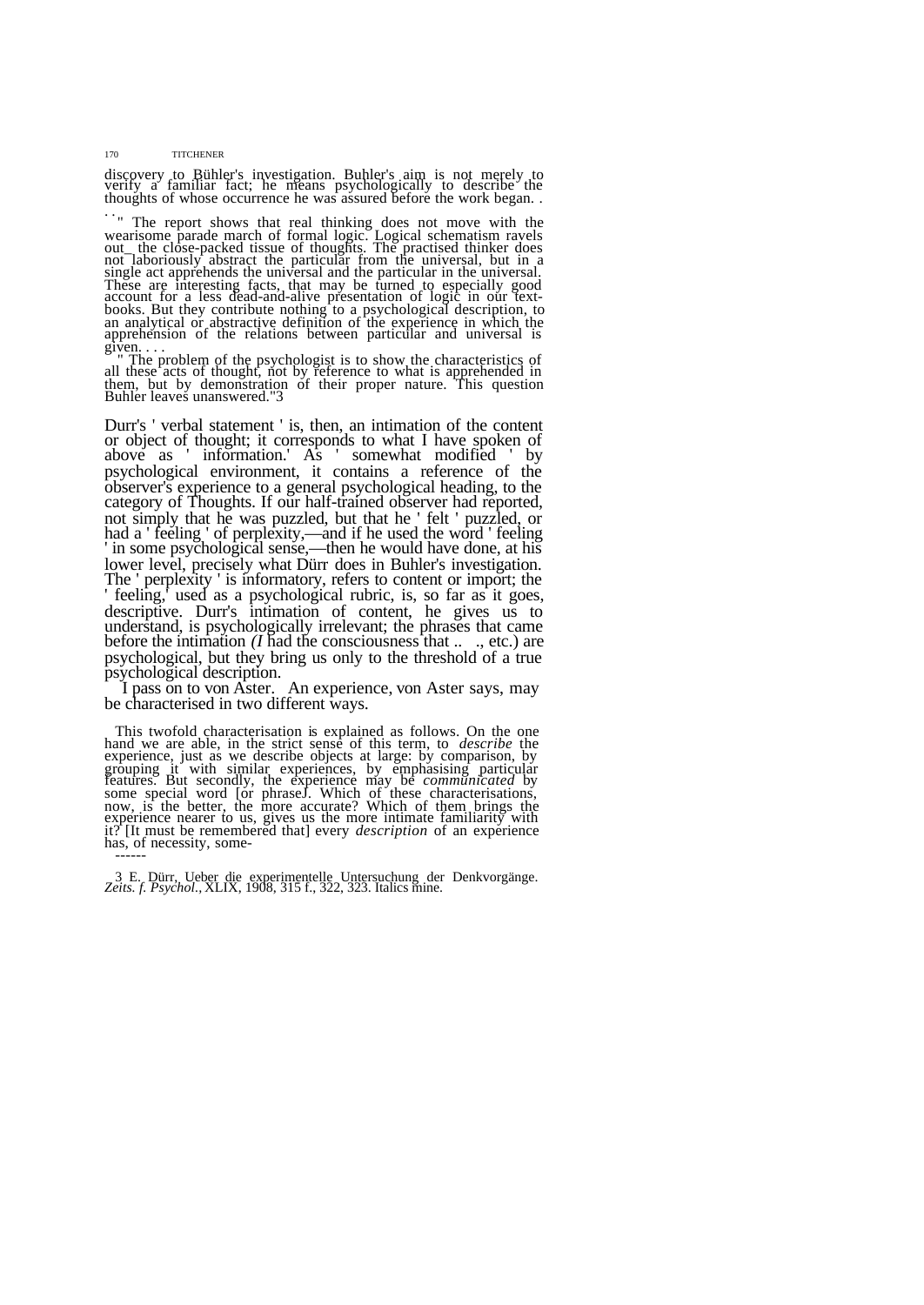discovery to Bühler's investigation. Buhler's aim is not merely to verify a familiar fact; he means psychologically to describe the thoughts of whose occurrence he was assured before the work began. . . .

" The report shows that real thinking does not move with the wearisome parade march of formal logic. Logical schematism ravels out the close-packed tissue of thoughts. The practised thinker does not laboriously abstract the particular from the universal, but in a single act apprehends the universal and the particular in the universal. These are interesting facts, that may be turned to especially good account for a less dead-and-alive presentation of logic in our text-books. But they contribute nothing to a psychological description, to an analytical or abstractive definition of the experience in which the apprehension of the relations between particular and universal is given. . . .

" The problem of the psychologist is to show the characteristics of all these acts of thought, not by reference to what is apprehended in them, but by demonstration of their proper nature. This question Buhler leaves unanswered."[3]

Durr's ' verbal statement ' is, then, an intimation of the content or object of thought; it corresponds to what I have spoken of above as ' information.' As ' somewhat modified ' by psychological environment, it contains a reference of the observer's experience to a general psychological heading, to the category of Thoughts. If our half-trained observer had reported, not simply that he was puzzled, but that he ' felt ' puzzled, or had a ' feeling ' of perplexity,—and if he used the word ' feeling ' in some psychological sense,—then he would have done, at his lower level, precisely what Dürr does in Buhler's investigation. The ' perplexity ' is informatory, refers to content or import; the ' feeling,' used as a psychological rubric, is, so far as it goes, descriptive. Durr's intimation of content, he gives us to understand, is psychologically irrelevant; the phrases that came before the intimation *(I* had the consciousness that .. ., etc.) are psychological, but they bring us only to the threshold of a true psychological description.

I pass on to von Aster. An experience, von Aster says, may be characterised in two different ways.

This twofold characterisation is explained as follows. On the one hand we are able, in the strict sense of this term, to *describe* the experience, just as we describe objects at large: by comparison, by grouping it with similar experiences, by emphasising particular features. But secondly, the experience may be *communicated* by some special word [or phrase]. Which of these characterisations, now, is the better, the more accurate? Which of them brings the experience nearer to us, gives us the more intimate familiarity with it? [It must be remembered that] every *description* of an experience has, of necessity, some-

------

3 E. Dürr, Ueber die experimentelle Untersuchung der Denkvorgänge. *Zeits. f. Psychol.*, XLIX, 1908, 315 f., 322, 323. Italics mine.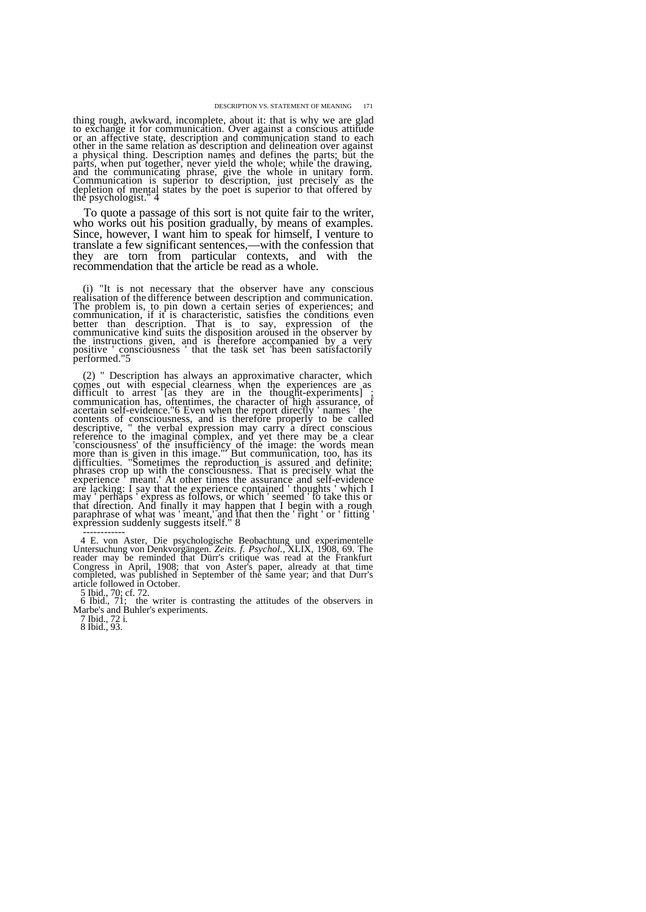thing rough, awkward, incomplete, about it: that is why we are glad to exchange it for communication. Over against a conscious attitude or an affective state, description and communication stand to each other in the same relation as description and delineation over against a physical thing. Description names and defines the parts; but the parts, when put together, never yield the whole; while the drawing, and the communicating phrase, give the whole in unitary form. Communication is superior to description, just precisely as the depletion of mental states by the poet is superior to that offered by the psychologist." 4

To quote a passage of this sort is not quite fair to the writer, who works out his position gradually, by means of examples. Since, however, I want him to speak for himself, I venture to translate a few significant sentences,—with the confession that they are torn from particular contexts, and with the recommendation that the article be read as a whole.

(i) "It is not necessary that the observer have any conscious realisation of the difference between description and communication. The problem is, to pin down a certain series of experiences; and communication, if it is characteristic, satisfies the conditions even better than description. That is to say, expression of the communicative kind suits the disposition aroused in the observer by the instructions given, and is therefore accompanied by a very positive ' consciousness ' that the task set 'has been satisfactorily performed."5

(2) " Description has always an approximative character, which comes out with especial clearness when the experiences are as difficult to arrest [as they are in the thought-experiments] ; communication has, oftentimes, the character of high assurance, of acertain self-evidence."6 Even when the report directly ' names ' the contents of consciousness, and is therefore properly to be called descriptive, " the verbal expression may carry a direct conscious reference to the imaginal complex, and yet there may be a clear 'consciousness' of the insufficiency of the image: the words mean more than is given in this image."' But communication, too, has its difficulties. "Sometimes the reproduction is assured and definite; phrases crop up with the consciousness. That is precisely what the experience ' meant.' At other times the assurance and self-evidence are lacking: I say that the experience contained ' thoughts ' which I may ' perhaps ' express as follows, or which ' seemed ' to take this or that direction. And finally it may happen that I begin with a rough paraphrase of what was ' meant,' and that then the ' right ' or ' fitting ' expression suddenly suggests itself." 8

------------

4 E. von Aster, Die psychologische Beobachtung und experimentelle Untersuchung von Denkvorgängen. *Zeits. f. Psychol.*, XLIX, 1908, 69. The reader may be reminded that Dürr's critique was read at the Frankfurt Congress in April, 1908; that von Aster's paper, already at that time completed, was published in September of the same year; and that Durr's article followed in October.

5 Ibid., 70; cf. 72.

6 Ibid., 71; the writer is contrasting the attitudes of the observers in Marbe's and Buhler's experiments.

7 Ibid., 72 i.

8 Ibid., 93.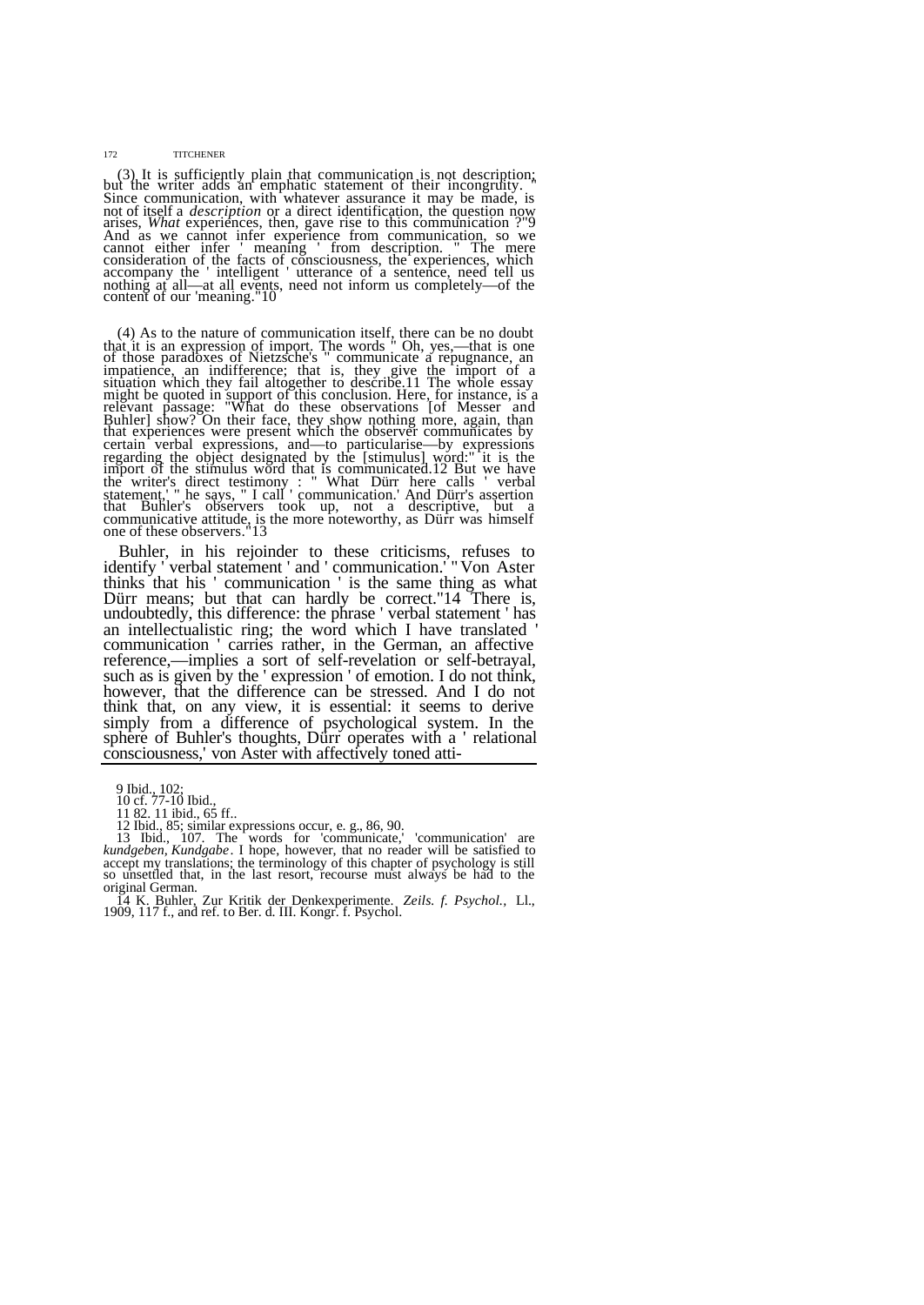(3) It is sufficiently plain that communication is not description; but the writer adds an emphatic statement of their incongruity. " Since communication, with whatever assurance it may be made, is not of itself a *description* or a direct identification, the question now arises, *What* experiences, then, gave rise to this communication ?"9 And as we cannot infer experience from communication, so we cannot either infer ' meaning ' from description. " The mere consideration of the facts of consciousness, the experiences, which accompany the ' intelligent ' utterance of a sentence, need tell us nothing at all—at all events, need not inform us completely—of the content of our 'meaning."10

(4) As to the nature of communication itself, there can be no doubt that it is an expression of import. The words " Oh, yes,—that is one of those paradoxes of Nietzsche's " communicate a repugnance, an impatience, an indifference; that is, they give the import of a situation which they fail altogether to describe.11 The whole essay might be quoted in support of this conclusion. Here, for instance, is a relevant passage: "What do these observations [of Messer and Buhler] show? On their face, they show nothing more, again, than that experiences were present which the observer communicates by certain verbal expressions, and—to particularise—by expressions regarding the object designated by the [stimulus] word:" it is the import of the stimulus word that is communicated.12 But we have the writer's direct testimony : " What Dürr here calls ' verbal statement,' " he says, " I call ' communication.' And Dürr's assertion that Buhler's observers took up, not a descriptive, but a communicative attitude, is the more noteworthy, as Dürr was himself one of these observers."13

Buhler, in his rejoinder to these criticisms, refuses to identify ' verbal statement ' and ' communication.' " Von Aster thinks that his ' communication ' is the same thing as what Dürr means; but that can hardly be correct."14 There is, undoubtedly, this difference: the phrase ' verbal statement ' has an intellectualistic ring; the word which I have translated ' communication ' carries rather, in the German, an affective reference,—implies a sort of self-revelation or self-betrayal, such as is given by the ' expression ' of emotion. I do not think, however, that the difference can be stressed. And I do not think that, on any view, it is essential: it seems to derive simply from a difference of psychological system. In the sphere of Buhler's thoughts, Dürr operates with a ' relational consciousness,' von Aster with affectively toned atti-

---

9 Ibid., 102;
10 cf. 77-10 Ibid.,
11 82. 11 ibid., 65 ff..
12 Ibid., 85; similar expressions occur, e. g., 86, 90.
13 Ibid., 107. The words for 'communicate,' 'communication' are *kundgeben*, *Kundgabe*. I hope, however, that no reader will be satisfied to accept my translations; the terminology of this chapter of psychology is still so unsettled that, in the last resort, recourse must always be had to the original German.
14 K. Buhler, Zur Kritik der Denkexperimente. *Zeils. f. Psychol.,* Ll., 1909, 117 f., and ref. to Ber. d. III. Kongr. f. Psychol.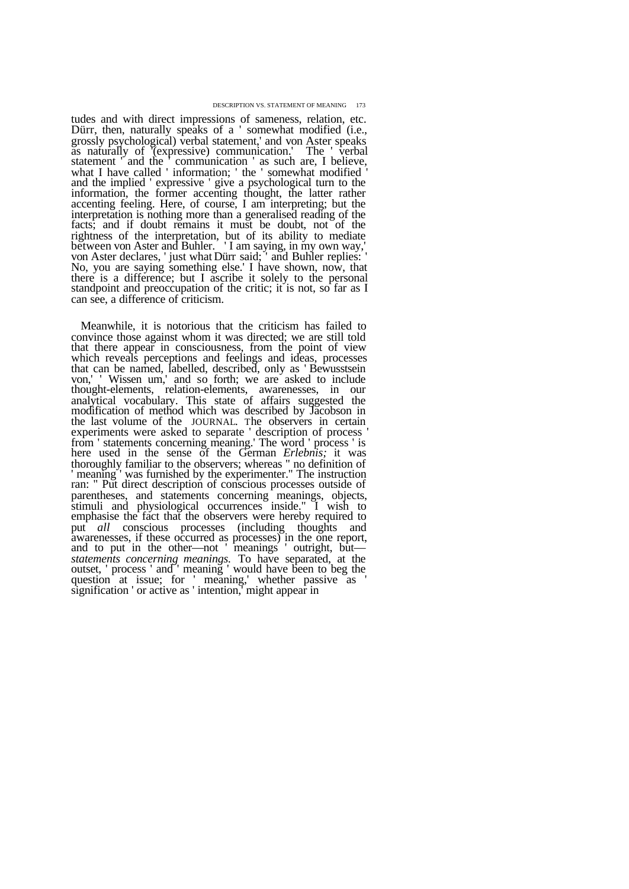tudes and with direct impressions of sameness, relation, etc. Dürr, then, naturally speaks of a 'somewhat modified (i.e., grossly psychological) verbal statement,' and von Aster speaks as naturally of '(expressive) communication.' The 'verbal statement' and the 'communication' as such are, I believe, what I have called 'information;' the 'somewhat modified' and the implied 'expressive' give a psychological turn to the information, the former accenting thought, the latter rather accenting feeling. Here, of course, I am interpreting; but the interpretation is nothing more than a generalised reading of the facts; and if doubt remains it must be doubt, not of the rightness of the interpretation, but of its ability to mediate between von Aster and Buhler. 'I am saying, in my own way,' von Aster declares, 'just what Dürr said;' and Buhler replies: 'No, you are saying something else.' I have shown, now, that there is a difference; but I ascribe it solely to the personal standpoint and preoccupation of the critic; it is not, so far as I can see, a difference of criticism.

Meanwhile, it is notorious that the criticism has failed to convince those against whom it was directed; we are still told that there appear in consciousness, from the point of view which reveals perceptions and feelings and ideas, processes that can be named, labelled, described, only as 'Bewusstsein von,' 'Wissen um,' and so forth; we are asked to include thought-elements, relation-elements, awarenesses, in our analytical vocabulary. This state of affairs suggested the modification of method which was described by Jacobson in the last volume of the JOURNAL. The observers in certain experiments were asked to separate 'description of process' from 'statements concerning meaning.' The word 'process' is here used in the sense of the German *Erlebnis;* it was thoroughly familiar to the observers; whereas "no definition of 'meaning' was furnished by the experimenter." The instruction ran: "Put direct description of conscious processes outside of parentheses, and statements concerning meanings, objects, stimuli and physiological occurrences inside." I wish to emphasise the fact that the observers were hereby required to put *all* conscious processes (including thoughts and awarenesses, if these occurred as processes) in the one report, and to put in the other—not 'meanings' outright, but—*statements concerning meanings.* To have separated, at the outset, 'process' and 'meaning' would have been to beg the question at issue; for 'meaning,' whether passive as 'signification' or active as 'intention,' might appear in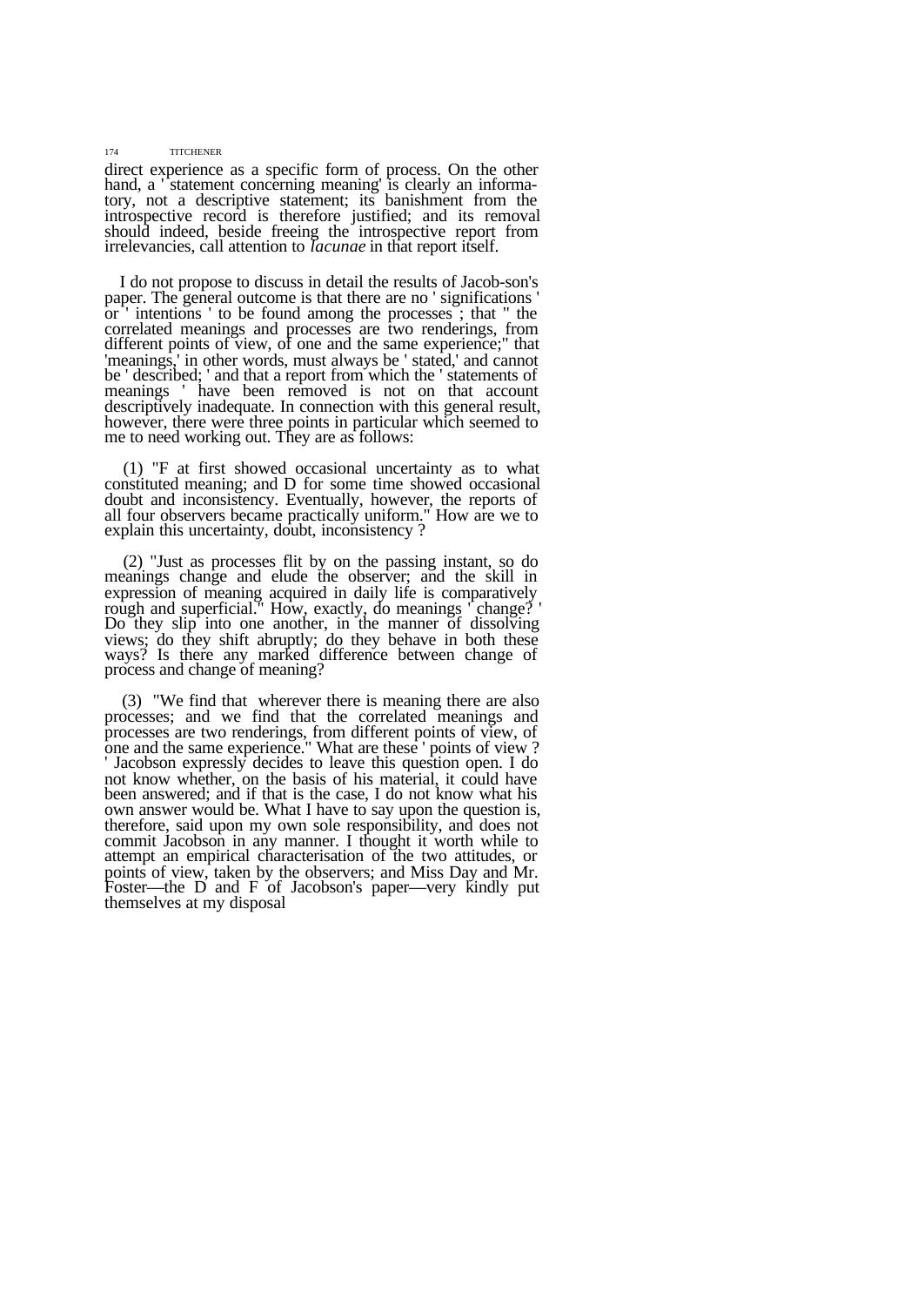direct experience as a specific form of process. On the other hand, a 'statement concerning meaning' is clearly an informatory, not a descriptive statement; its banishment from the introspective record is therefore justified; and its removal should indeed, beside freeing the introspective report from irrelevancies, call attention to *lacunae* in that report itself.

I do not propose to discuss in detail the results of Jacob-son's paper. The general outcome is that there are no 'significations' or 'intentions' to be found among the processes; that "the correlated meanings and processes are two renderings, from different points of view, of one and the same experience;" that 'meanings,' in other words, must always be 'stated,' and cannot be 'described;' and that a report from which the 'statements of meanings' have been removed is not on that account descriptively inadequate. In connection with this general result, however, there were three points in particular which seemed to me to need working out. They are as follows:

(1) "F at first showed occasional uncertainty as to what constituted meaning; and D for some time showed occasional doubt and inconsistency. Eventually, however, the reports of all four observers became practically uniform." How are we to explain this uncertainty, doubt, inconsistency?

(2) "Just as processes flit by on the passing instant, so do meanings change and elude the observer; and the skill in expression of meaning acquired in daily life is comparatively rough and superficial." How, exactly, do meanings 'change?' Do they slip into one another, in the manner of dissolving views; do they shift abruptly; do they behave in both these ways? Is there any marked difference between change of process and change of meaning?

(3) "We find that wherever there is meaning there are also processes; and we find that the correlated meanings and processes are two renderings, from different points of view, of one and the same experience." What are these 'points of view?' Jacobson expressly decides to leave this question open. I do not know whether, on the basis of his material, it could have been answered; and if that is the case, I do not know what his own answer would be. What I have to say upon the question is, therefore, said upon my own sole responsibility, and does not commit Jacobson in any manner. I thought it worth while to attempt an empirical characterisation of the two attitudes, or points of view, taken by the observers; and Miss Day and Mr. Foster—the D and F of Jacobson's paper—very kindly put themselves at my disposal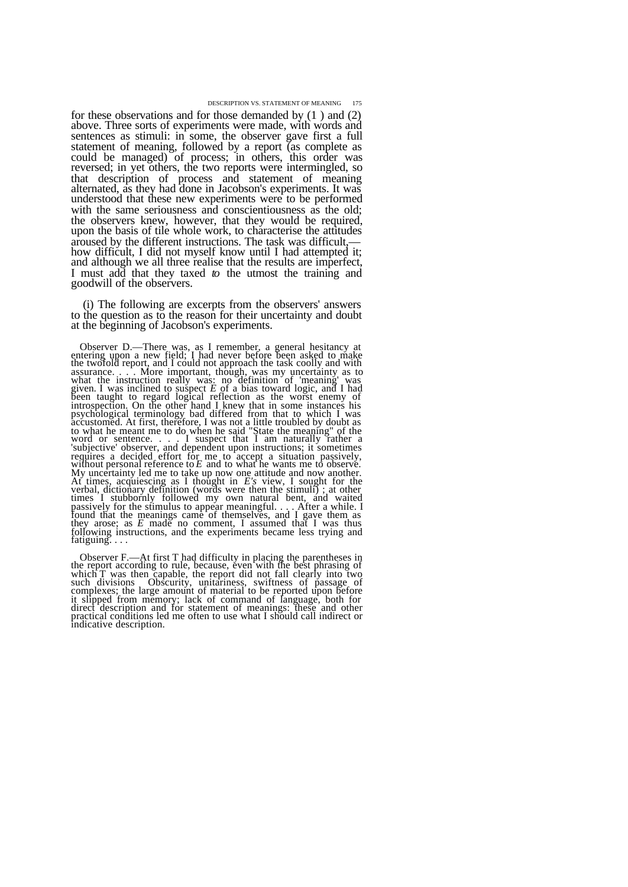for these observations and for those demanded by (1 ) and (2) above. Three sorts of experiments were made, with words and sentences as stimuli: in some, the observer gave first a full statement of meaning, followed by a report (as complete as could be managed) of process; in others, this order was reversed; in yet others, the two reports were intermingled, so that description of process and statement of meaning alternated, as they had done in Jacobson's experiments. It was understood that these new experiments were to be performed with the same seriousness and conscientiousness as the old; the observers knew, however, that they would be required, upon the basis of tile whole work, to characterise the attitudes aroused by the different instructions. The task was difficult,—how difficult, I did not myself know until I had attempted it; and although we all three realise that the results are imperfect, I must add that they taxed *to* the utmost the training and goodwill of the observers.

(i) The following are excerpts from the observers' answers to the question as to the reason for their uncertainty and doubt at the beginning of Jacobson's experiments.

Observer D.—There was, as I remember, a general hesitancy at entering upon a new field; I had never before been asked to make the twofold report, and I could not approach the task coolly and with assurance. . . . More important, though, was my uncertainty as to what the instruction really was: no definition of 'meaning' was given. I was inclined to suspect *E* of a bias toward logic, and I had been taught to regard logical reflection as the worst enemy of introspection. On the other hand I knew that in some instances his psychological terminology bad differed from that to which I was accustomed. At first, therefore, I was not a little troubled by doubt as to what he meant me to do when he said "State the meaning" of the word or sentence. . . . I suspect that I am naturally rather a 'subjective' observer, and dependent upon instructions; it sometimes requires a decided effort for me to accept a situation passively, without personal reference to *E* and to what he wants me to observe. My uncertainty led me to take up now one attitude and now another. At times, acquiescing as I thought in *E's* view, I sought for the verbal, dictionary definition (words were then the stimuli) ; at other times I stubbornly followed my own natural bent, and waited passively for the stimulus to appear meaningful. . . . After a while. I found that the meanings came of themselves, and I gave them as they arose; as *E* made no comment, I assumed that I was thus following instructions, and the experiments became less trying and fatiguing. . . .

Observer F.—At first T had difficulty in placing the parentheses in the report according to rule, because, even with the best phrasing of which T was then capable, the report did not fall clearly into two such divisions Obscurity, unitariness, swiftness of passage of complexes; the large amount of material to be reported upon before it slipped from memory; lack of command of language, both for direct description and for statement of meanings: these and other practical conditions led me often to use what I should call indirect or indicative description.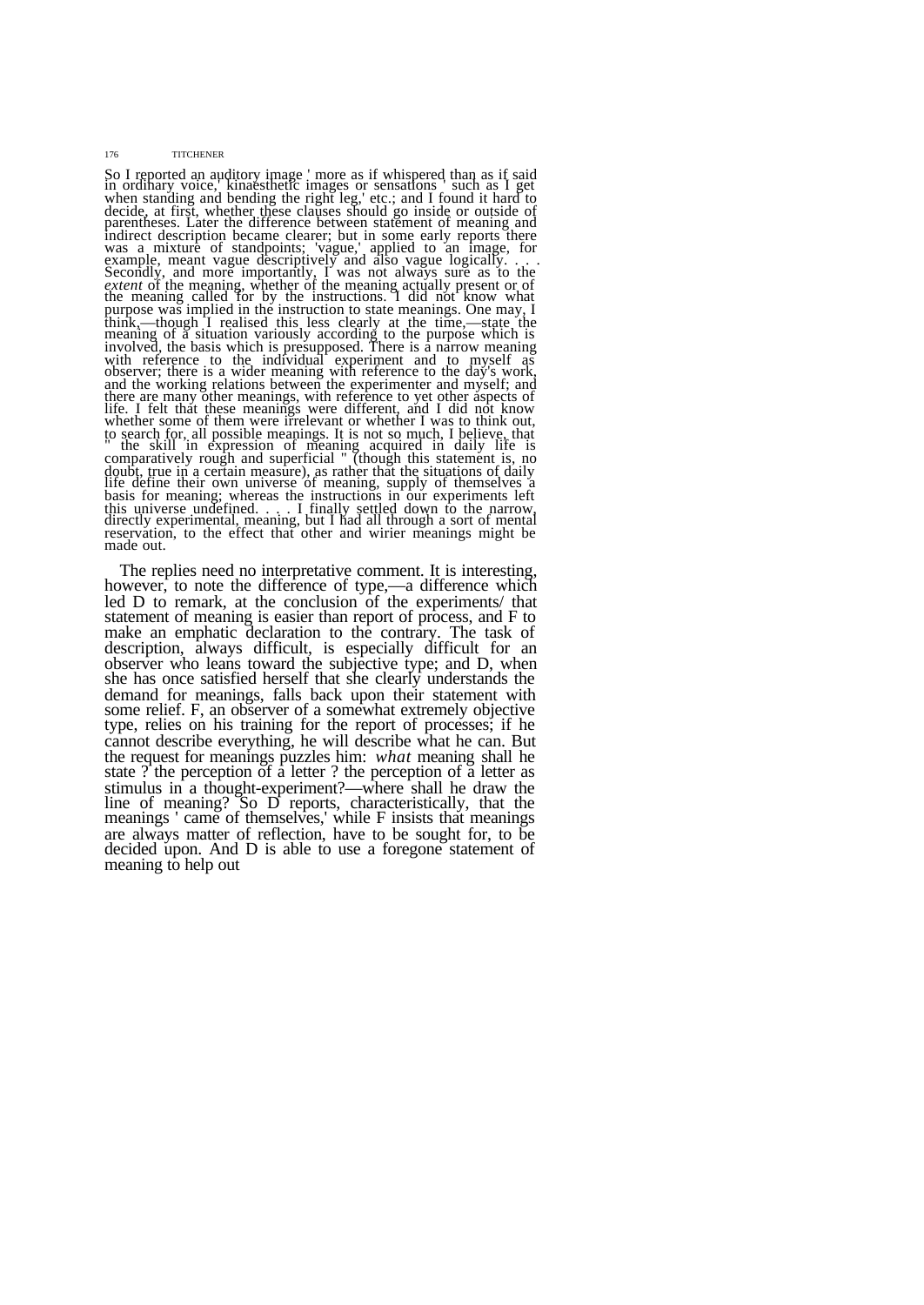So I reported an auditory image ' more as if whispered than as if said in ordinary voice,' kinaesthetic images or sensations ' such as I get when standing and bending the right leg,' etc.; and I found it hard to decide, at first, whether these clauses should go inside or outside of parentheses. Later the difference between statement of meaning and indirect description became clearer; but in some early reports there was a mixture of standpoints; 'vague,' applied to an image, for example, meant vague descriptively and also vague logically. . . . Secondly, and more importantly, I was not always sure as to the *extent* of the meaning, whether of the meaning actually present or of the meaning called for by the instructions. I did not know what purpose was implied in the instruction to state meanings. One may, I think,—though I realised this less clearly at the time,—state the meaning of a situation variously according to the purpose which is involved, the basis which is presupposed. There is a narrow meaning with reference to the individual experiment and to myself as observer; there is a wider meaning with reference to the day's work, and the working relations between the experimenter and myself; and there are many other meanings, with reference to yet other aspects of life. I felt that these meanings were different, and I did not know whether some of them were irrelevant or whether I was to think out, to search for, all possible meanings. It is not so much, I believe, that " the skill in expression of meaning acquired in daily life is comparatively rough and superficial " (though this statement is, no doubt, true in a certain measure), as rather that the situations of daily life define their own universe of meaning, supply of themselves a basis for meaning; whereas the instructions in our experiments left this universe undefined. . . . I finally settled down to the narrow, directly experimental, meaning, but I had all through a sort of mental reservation, to the effect that other and wirier meanings might be made out.

The replies need no interpretative comment. It is interesting, however, to note the difference of type,—a difference which led D to remark, at the conclusion of the experiments/ that statement of meaning is easier than report of process, and F to make an emphatic declaration to the contrary. The task of description, always difficult, is especially difficult for an observer who leans toward the subjective type; and D, when she has once satisfied herself that she clearly understands the demand for meanings, falls back upon their statement with some relief. F, an observer of a somewhat extremely objective type, relies on his training for the report of processes; if he cannot describe everything, he will describe what he can. But the request for meanings puzzles him: *what* meaning shall he state ? the perception of a letter ? the perception of a letter as stimulus in a thought-experiment?—where shall he draw the line of meaning? So D reports, characteristically, that the meanings ' came of themselves,' while F insists that meanings are always matter of reflection, have to be sought for, to be decided upon. And D is able to use a foregone statement of meaning to help out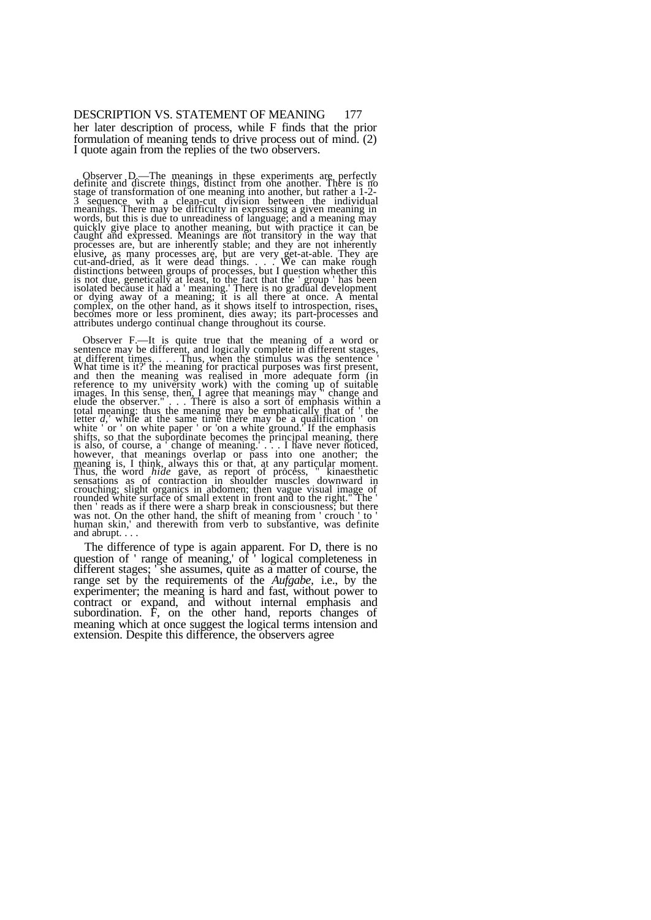her later description of process, while F finds that the prior formulation of meaning tends to drive process out of mind. (2) I quote again from the replies of the two observers.

Observer D.—The meanings in these experiments are perfectly definite and discrete things, distinct from one another. There is no stage of transformation of one meaning into another, but rather a 1-2-3 sequence with a clean-cut division between the individual meanings. There may be difficulty in expressing a given meaning in words, but this is due to unreadiness of language; and a meaning may quickly give place to another meaning, but with practice it can be caught and expressed. Meanings are not transitory in the way that processes are, but are inherently stable; and they are not inherently elusive, as many processes are, but are very get-at-able. They are cut-and-dried, as it were dead things. . . . We can make rough distinctions between groups of processes, but I question whether this is not due, genetically at least, to the fact that the ' group ' has been isolated because it had a ' meaning.' There is no gradual development or dying away of a meaning; it is all there at once. A mental complex, on the other hand, as it shows itself to introspection, rises, becomes more or less prominent, dies away; its part-processes and attributes undergo continual change throughout its course.

Observer F.—It is quite true that the meaning of a word or sentence may be different, and logically complete in different stages, at different times. . . . Thus, when the stimulus was the sentence ' What time is it?' the meaning for practical purposes was first present, and then the meaning was realised in more adequate form (in reference to my university work) with the coming up of suitable images. In this sense, then, I agree that meanings may " change and elude the observer." . . . There is also a sort of emphasis within a total meaning: thus the meaning may be emphatically that of ' the letter *d*,' while at the same time there may be a qualification ' on white ' or ' on white paper ' or 'on a white ground.' If the emphasis shifts, so that the subordinate becomes the principal meaning, there is also, of course, a ' change of meaning.' . . . I have never noticed, however, that meanings overlap or pass into one another; the meaning is, I think, always this or that, at any particular moment. Thus, the word *hide* gave, as report of process, " kinaesthetic sensations as of contraction in shoulder muscles downward in crouching; slight organics in abdomen; then vague visual image of rounded white surface of small extent in front and to the right." The ' then ' reads as if there were a sharp break in consciousness; but there was not. On the other hand, the shift of meaning from ' crouch ' to ' human skin,' and therewith from verb to substantive, was definite and abrupt. . . .

The difference of type is again apparent. For D, there is no question of ' range of meaning,' of ' logical completeness in different stages; ' she assumes, quite as a matter of course, the range set by the requirements of the *Aufgabe*, i.e., by the experimenter; the meaning is hard and fast, without power to contract or expand, and without internal emphasis and subordination. F, on the other hand, reports changes of meaning which at once suggest the logical terms intension and extension. Despite this difference, the observers agree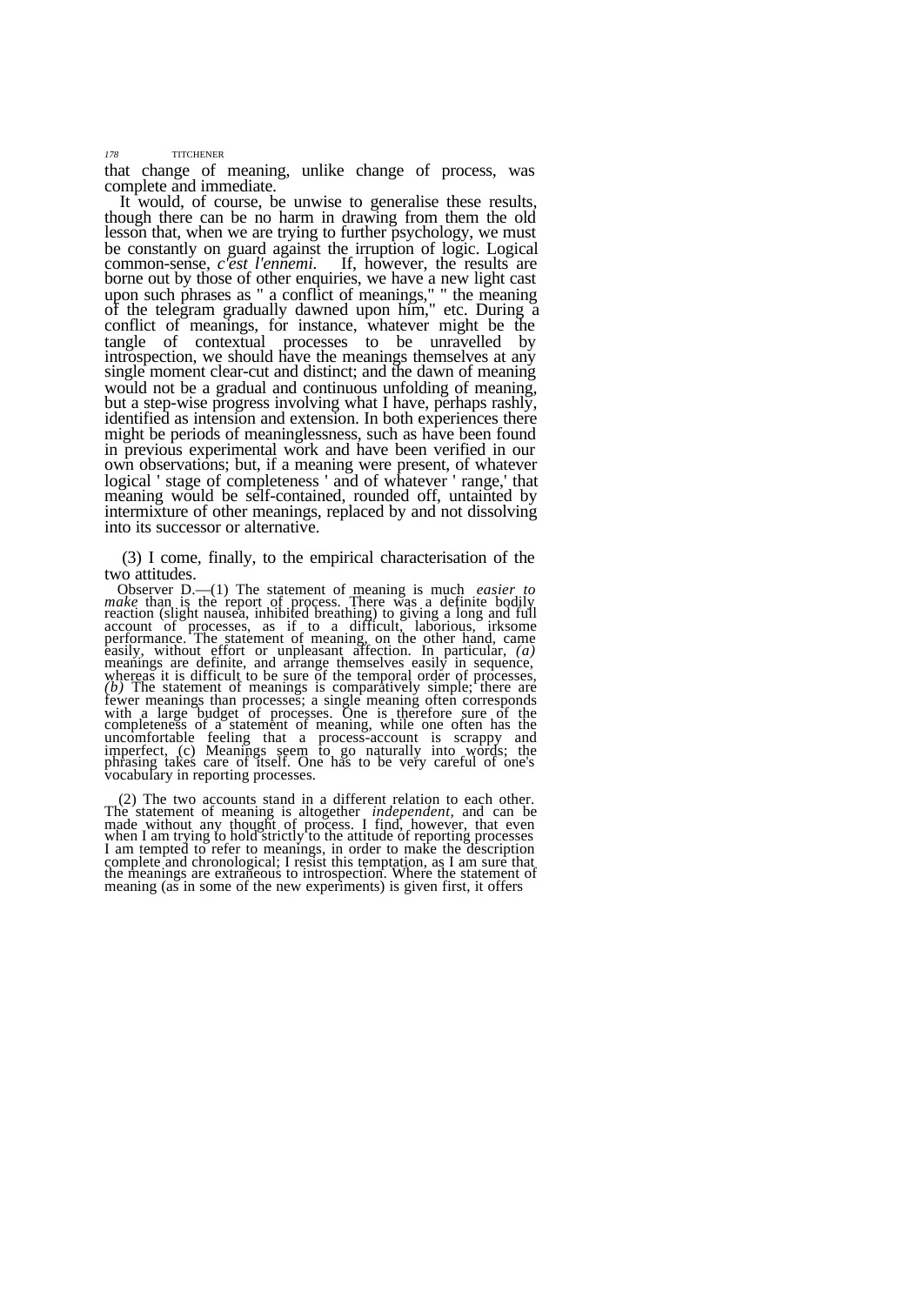that change of meaning, unlike change of process, was complete and immediate.

It would, of course, be unwise to generalise these results, though there can be no harm in drawing from them the old lesson that, when we are trying to further psychology, we must be constantly on guard against the irruption of logic. Logical common-sense, *c'est l'ennemi.* If, however, the results are borne out by those of other enquiries, we have a new light cast upon such phrases as " a conflict of meanings," " the meaning of the telegram gradually dawned upon him," etc. During a conflict of meanings, for instance, whatever might be the tangle of contextual processes to be unravelled by introspection, we should have the meanings themselves at any single moment clear-cut and distinct; and the dawn of meaning would not be a gradual and continuous unfolding of meaning, but a step-wise progress involving what I have, perhaps rashly, identified as intension and extension. In both experiences there might be periods of meaninglessness, such as have been found in previous experimental work and have been verified in our own observations; but, if a meaning were present, of whatever logical ' stage of completeness ' and of whatever ' range,' that meaning would be self-contained, rounded off, untainted by intermixture of other meanings, replaced by and not dissolving into its successor or alternative.

(3) I come, finally, to the empirical characterisation of the two attitudes.

Observer D.—(1) The statement of meaning is much *easier to make* than is the report of process. There was a definite bodily reaction (slight nausea, inhibited breathing) to giving a long and full account of processes, as if to a difficult, laborious, irksome performance. The statement of meaning, on the other hand, came easily, without effort or unpleasant affection. In particular, *(a)* meanings are definite, and arrange themselves easily in sequence, whereas it is difficult to be sure of the temporal order of processes, *(b)* The statement of meanings is comparatively simple; there are fewer meanings than processes; a single meaning often corresponds with a large budget of processes. One is therefore sure of the completeness of a statement of meaning, while one often has the uncomfortable feeling that a process-account is scrappy and imperfect, (c) Meanings seem to go naturally into words; the phrasing takes care of itself. One has to be very careful of one's vocabulary in reporting processes.

(2) The two accounts stand in a different relation to each other. The statement of meaning is altogether *independent,* and can be made without any thought of process. I find, however, that even when I am trying to hold strictly to the attitude of reporting processes I am tempted to refer to meanings, in order to make the description complete and chronological; I resist this temptation, as I am sure that the meanings are extraneous to introspection. Where the statement of meaning (as in some of the new experiments) is given first, it offers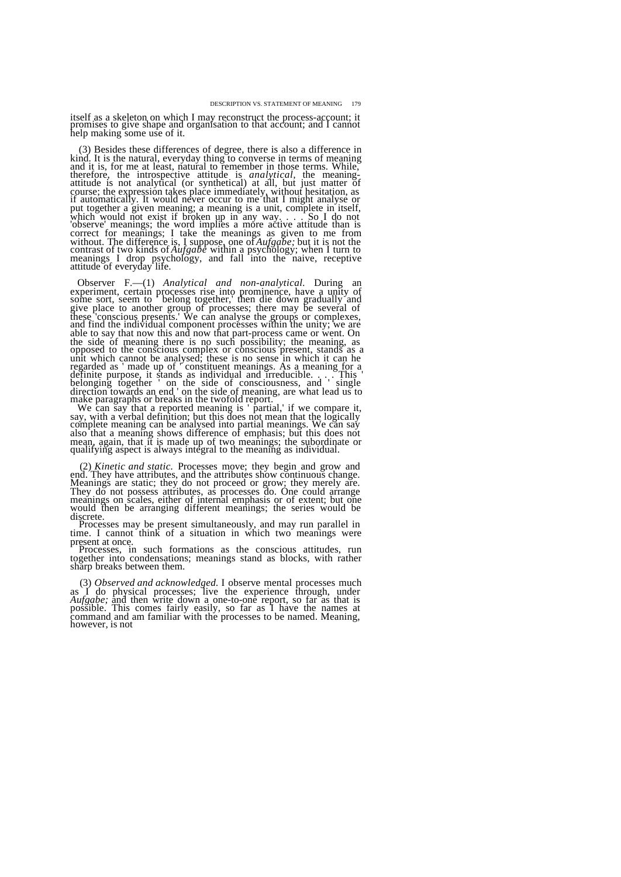itself as a skeleton on which I may reconstruct the process-account; it promises to give shape and organisation to that account; and I cannot help making some use of it.

(3) Besides these differences of degree, there is also a difference in kind. It is the natural, everyday thing to converse in terms of meaning and it is, for me at least, natural to remember in those terms. While, therefore, the introspective attitude is *analytical*, the meaning-attitude is not analytical (or synthetical) at all, but just matter of course; the expression takes place immediately, without hesitation, as if automatically. It would never occur to me that I might analyse or put together a given meaning; a meaning is a unit, complete in itself, which would not exist if broken up in any way. . . . So I do not 'observe' meanings; the word implies a more active attitude than is correct for meanings; I take the meanings as given to me from without. The difference is, I suppose, one of *Aufgabe;* but it is not the contrast of two kinds of *Aufgabe* within a psychology; when I turn to meanings I drop psychology, and fall into the naive, receptive attitude of everyday life.

Observer F.—(1) *Analytical and non-analytical.* During an experiment, certain processes rise into prominence, have a unity of some sort, seem to ' belong together,' then die down gradually and give place to another group of processes; there may be several of these 'conscious presents.' We can analyse the groups or complexes, and find the individual component processes within the unity; we are able to say that now this and now that part-process came or went. On the side of meaning there is no such possibility; the meaning, as opposed to the conscious complex or conscious present, stands as a unit which cannot be analysed; these is no sense in which it can he regarded as ' made up of ' constituent meanings. As a meaning for a definite purpose, it stands as individual and irreducible. . . . This ' belonging together ' on the side of consciousness, and ' single direction towards an end ' on the side of meaning, are what lead us to make paragraphs or breaks in the twofold report.

We can say that a reported meaning is ' partial,' if we compare it, say, with a verbal definition; but this does not mean that the logically complete meaning can be analysed into partial meanings. We can say also that a meaning shows difference of emphasis; but this does not mean, again, that it is made up of two meanings; the subordinate or qualifying aspect is always integral to the meaning as individual.

(2) *Kinetic and static.* Processes move; they begin and grow and end. They have attributes, and the attributes show continuous change. Meanings are static; they do not proceed or grow; they merely are. They do not possess attributes, as processes do. One could arrange meanings on scales, either of internal emphasis or of extent; but one would then be arranging different meanings; the series would be discrete.

Processes may be present simultaneously, and may run parallel in time. I cannot think of a situation in which two meanings were present at once.

Processes, in such formations as the conscious attitudes, run together into condensations; meanings stand as blocks, with rather sharp breaks between them.

(3) *Observed and acknowledged.* I observe mental processes much as I do physical processes; live the experience through, under *Aufgabe;* and then write down a one-to-one report, so far as that is possible. This comes fairly easily, so far as I have the names at command and am familiar with the processes to be named. Meaning, however, is not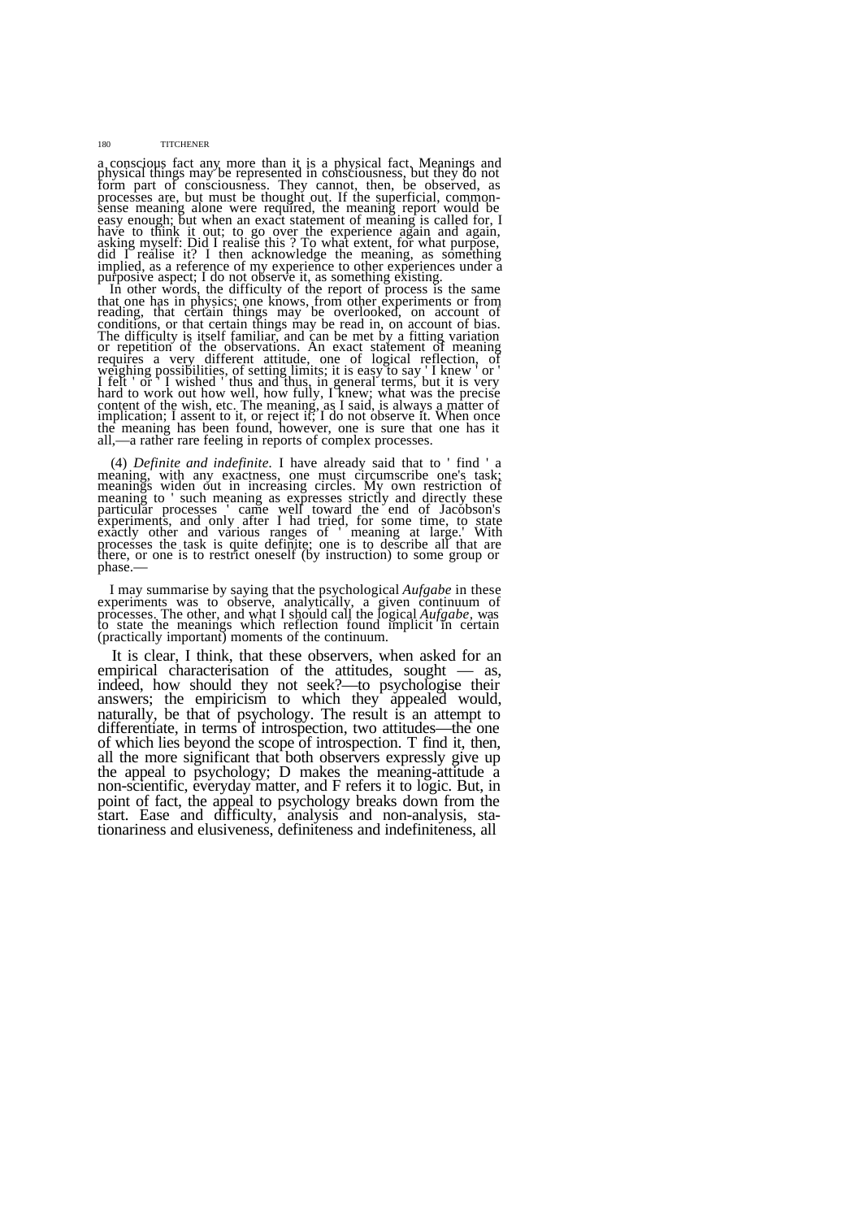a conscious fact any more than it is a physical fact. Meanings and physical things may be represented in consciousness, but they do not form part of consciousness. They cannot, then, be observed, as processes are, but must be thought out. If the superficial, common-sense meaning alone were required, the meaning report would be easy enough; but when an exact statement of meaning is called for, I have to think it out; to go over the experience again and again, asking myself: Did I realise this ? To what extent, for what purpose, did I realise it? I then acknowledge the meaning, as something implied, as a reference of my experience to other experiences under a purposive aspect; I do not observe it, as something existing.

In other words, the difficulty of the report of process is the same that one has in physics; one knows, from other experiments or from reading, that certain things may be overlooked, on account of conditions, or that certain things may be read in, on account of bias. The difficulty is itself familiar, and can be met by a fitting variation or repetition of the observations. An exact statement of meaning requires a very different attitude, one of logical reflection, of weighing possibilities, of setting limits; it is easy to say ' I knew ' or ' I felt ' or ' I wished ' thus and thus, in general terms, but it is very hard to work out how well, how fully, I knew; what was the precise content of the wish, etc. The meaning, as I said, is always a matter of implication; I assent to it, or reject it; I do not observe it. When once the meaning has been found, however, one is sure that one has it all,—a rather rare feeling in reports of complex processes.

(4) *Definite and indefinite.* I have already said that to ' find ' a meaning, with any exactness, one must circumscribe one's task; meanings widen out in increasing circles. My own restriction of meaning to ' such meaning as expresses strictly and directly these particular processes ' came well toward the end of Jacobson's experiments, and only after I had tried, for some time, to state exactly other and various ranges of ' meaning at large.' With processes the task is quite definite; one is to describe all that are there, or one is to restrict oneself (by instruction) to some group or phase.—

I may summarise by saying that the psychological *Aufgabe* in these experiments was to observe, analytically, a given continuum of processes. The other, and what I should call the logical *Aufgabe,* was to state the meanings which reflection found implicit in certain (practically important) moments of the continuum.

It is clear, I think, that these observers, when asked for an empirical characterisation of the attitudes, sought — as, indeed, how should they not seek?—to psychologise their answers; the empiricism to which they appealed would, naturally, be that of psychology. The result is an attempt to differentiate, in terms of introspection, two attitudes—the one of which lies beyond the scope of introspection. I find it, then, all the more significant that both observers expressly give up the appeal to psychology; D makes the meaning-attitude a non-scientific, everyday matter, and F refers it to logic. But, in point of fact, the appeal to psychology breaks down from the start. Ease and difficulty, analysis and non-analysis, stationariness and elusiveness, definiteness and indefiniteness, all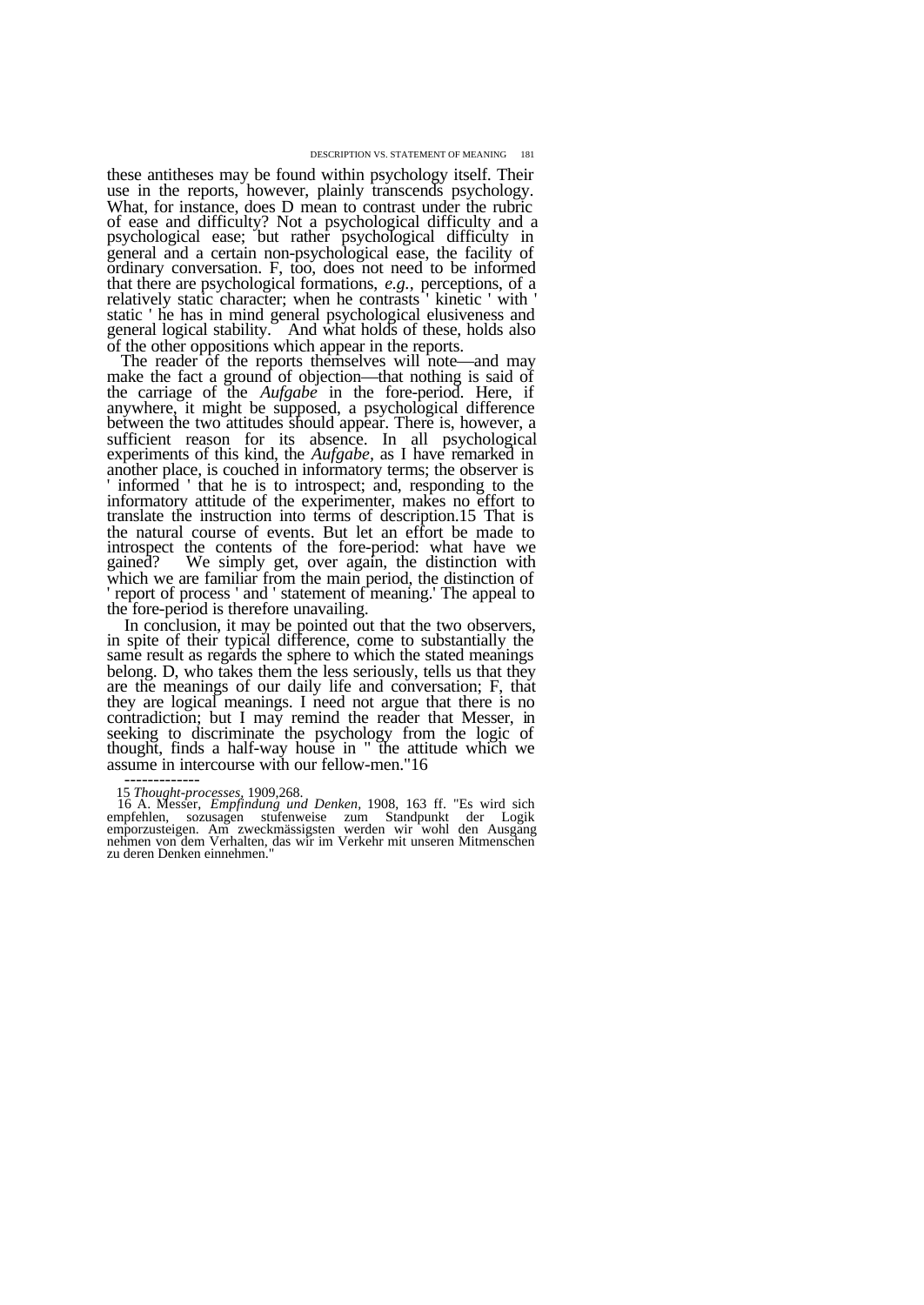these antitheses may be found within psychology itself. Their use in the reports, however, plainly transcends psychology. What, for instance, does D mean to contrast under the rubric of ease and difficulty? Not a psychological difficulty and a psychological ease; but rather psychological difficulty in general and a certain non-psychological ease, the facility of ordinary conversation. F, too, does not need to be informed that there are psychological formations, *e.g.*, perceptions, of a relatively static character; when he contrasts ' kinetic ' with ' static ' he has in mind general psychological elusiveness and general logical stability. And what holds of these, holds also of the other oppositions which appear in the reports.

The reader of the reports themselves will note—and may make the fact a ground of objection—that nothing is said of the carriage of the *Aufgabe* in the fore-period. Here, if anywhere, it might be supposed, a psychological difference between the two attitudes should appear. There is, however, a sufficient reason for its absence. In all psychological experiments of this kind, the *Aufgabe*, as I have remarked in another place, is couched in informatory terms; the observer is ' informed ' that he is to introspect; and, responding to the informatory attitude of the experimenter, makes no effort to translate the instruction into terms of description.[15] That is the natural course of events. But let an effort be made to introspect the contents of the fore-period: what have we gained? We simply get, over again, the distinction with which we are familiar from the main period, the distinction of ' report of process ' and ' statement of meaning.' The appeal to the fore-period is therefore unavailing.

In conclusion, it may be pointed out that the two observers, in spite of their typical difference, come to substantially the same result as regards the sphere to which the stated meanings belong. D, who takes them the less seriously, tells us that they are the meanings of our daily life and conversation; F, that they are logical meanings. I need not argue that there is no contradiction; but I may remind the reader that Messer, in seeking to discriminate the psychology from the logic of thought, finds a half-way house in " the attitude which we assume in intercourse with our fellow-men."[16]

-------------

15 *Thought-processes*, 1909,268.

16 A. Messer, *Empfindung und Denken*, 1908, 163 ff. "Es wird sich empfehlen, sozusagen stufenweise zum Standpunkt der Logik emporzusteigen. Am zweckmässigsten werden wir wohl den Ausgang nehmen von dem Verhalten, das wir im Verkehr mit unseren Mitmenschen zu deren Denken einnehmen."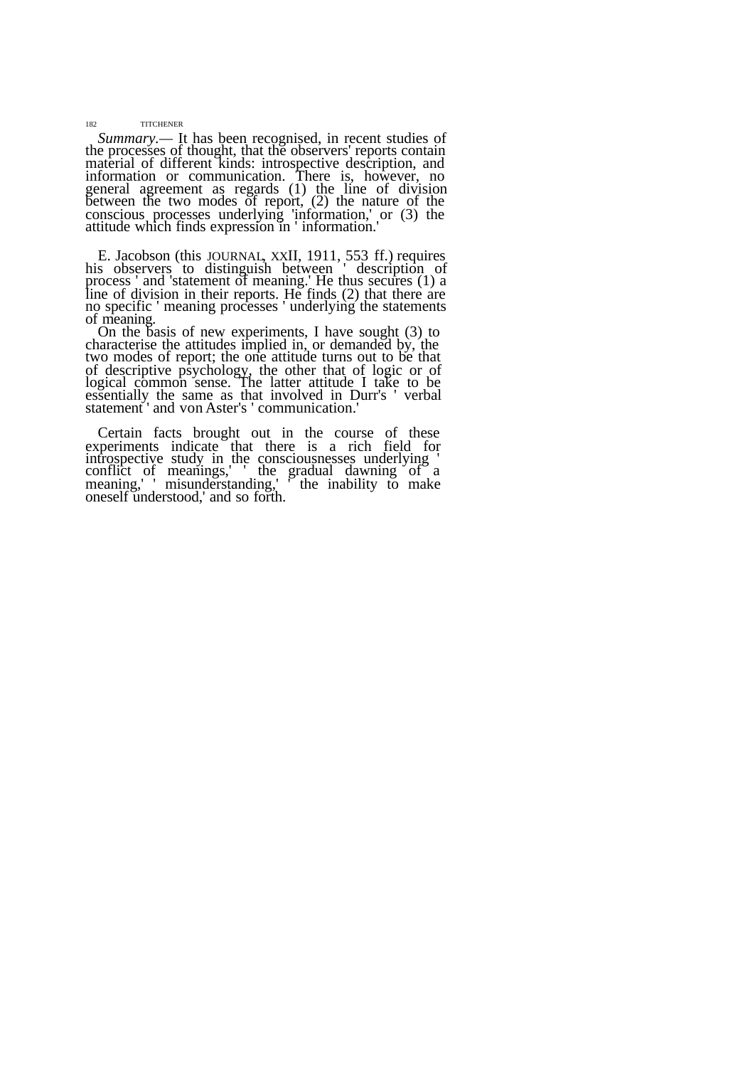*Summary*.— It has been recognised, in recent studies of the processes of thought, that the observers' reports contain material of different kinds: introspective description, and information or communication. There is, however, no general agreement as regards (1) the line of division between the two modes of report, (2) the nature of the conscious processes underlying 'information,' or (3) the attitude which finds expression in 'information.'

E. Jacobson (this JOURNAL, XXII, 1911, 553 ff.) requires his observers to distinguish between 'description of process' and 'statement of meaning.' He thus secures (1) a line of division in their reports. He finds (2) that there are no specific 'meaning processes' underlying the statements of meaning.

On the basis of new experiments, I have sought (3) to characterise the attitudes implied in, or demanded by, the two modes of report; the one attitude turns out to be that of descriptive psychology, the other that of logic or of logical common sense. The latter attitude I take to be essentially the same as that involved in Durr's 'verbal statement' and von Aster's 'communication.'

Certain facts brought out in the course of these experiments indicate that there is a rich field for introspective study in the consciousnesses underlying 'conflict of meanings,' 'the gradual dawning of a meaning,' 'misunderstanding,' 'the inability to make oneself understood,' and so forth.